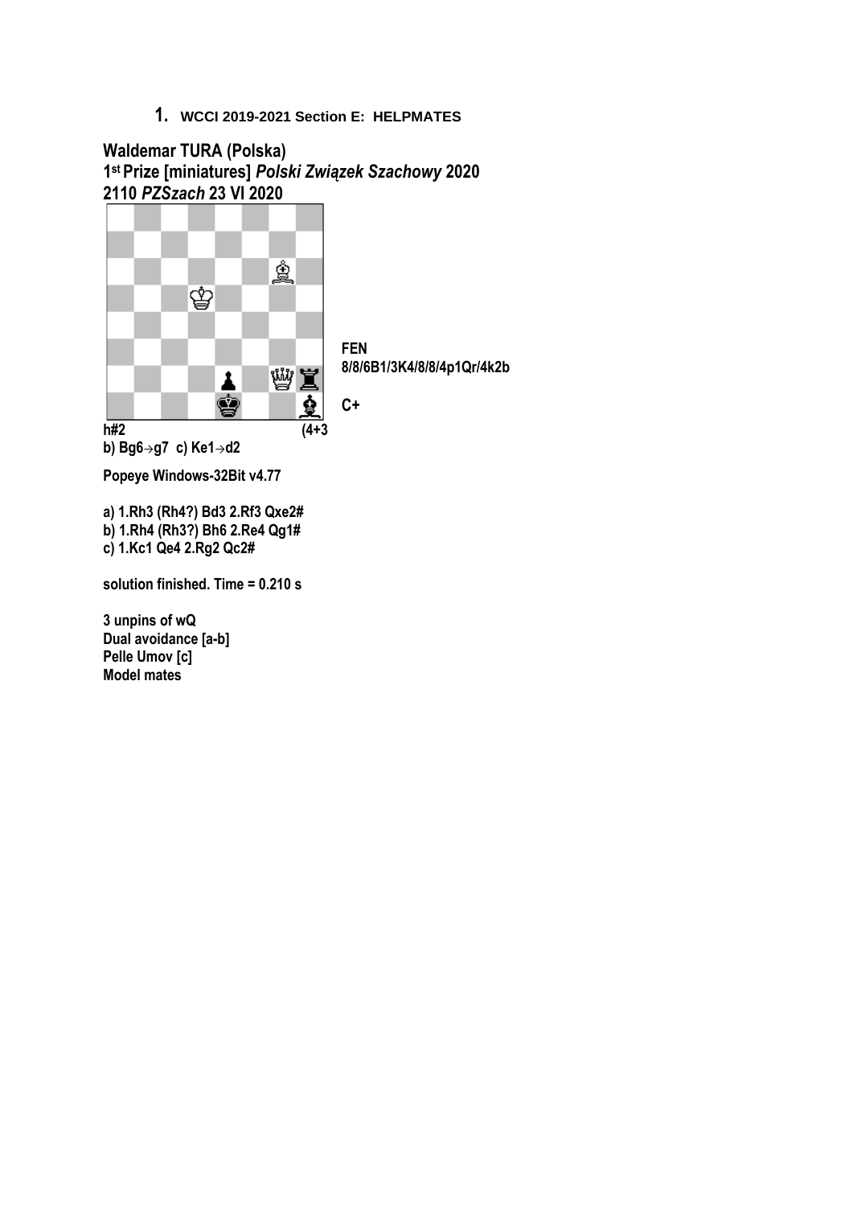## 1. WCCI 2019-2021 Section E: HELPMATES

**Waldemar TURA (Polska)**
**1st Prize [miniatures] *Polski Związek Szachowy* 2020**
**2110 *PZSzach* 23 VI 2020**

**FEN**
**8/8/6B1/3K4/8/8/4p1Qr/4k2b**

**C+**

**h#2** **(4+3**

**b) Bg6→g7 c) Ke1→d2**

**Popeye Windows-32Bit v4.77**

**a) 1.Rh3 (Rh4?) Bd3 2.Rf3 Qxe2#**
**b) 1.Rh4 (Rh3?) Bh6 2.Re4 Qg1#**
**c) 1.Kc1 Qe4 2.Rg2 Qc2#**

**solution finished. Time = 0.210 s**

**3 unpins of wQ**
**Dual avoidance [a-b]**
**Pelle Umov [c]**
**Model mates**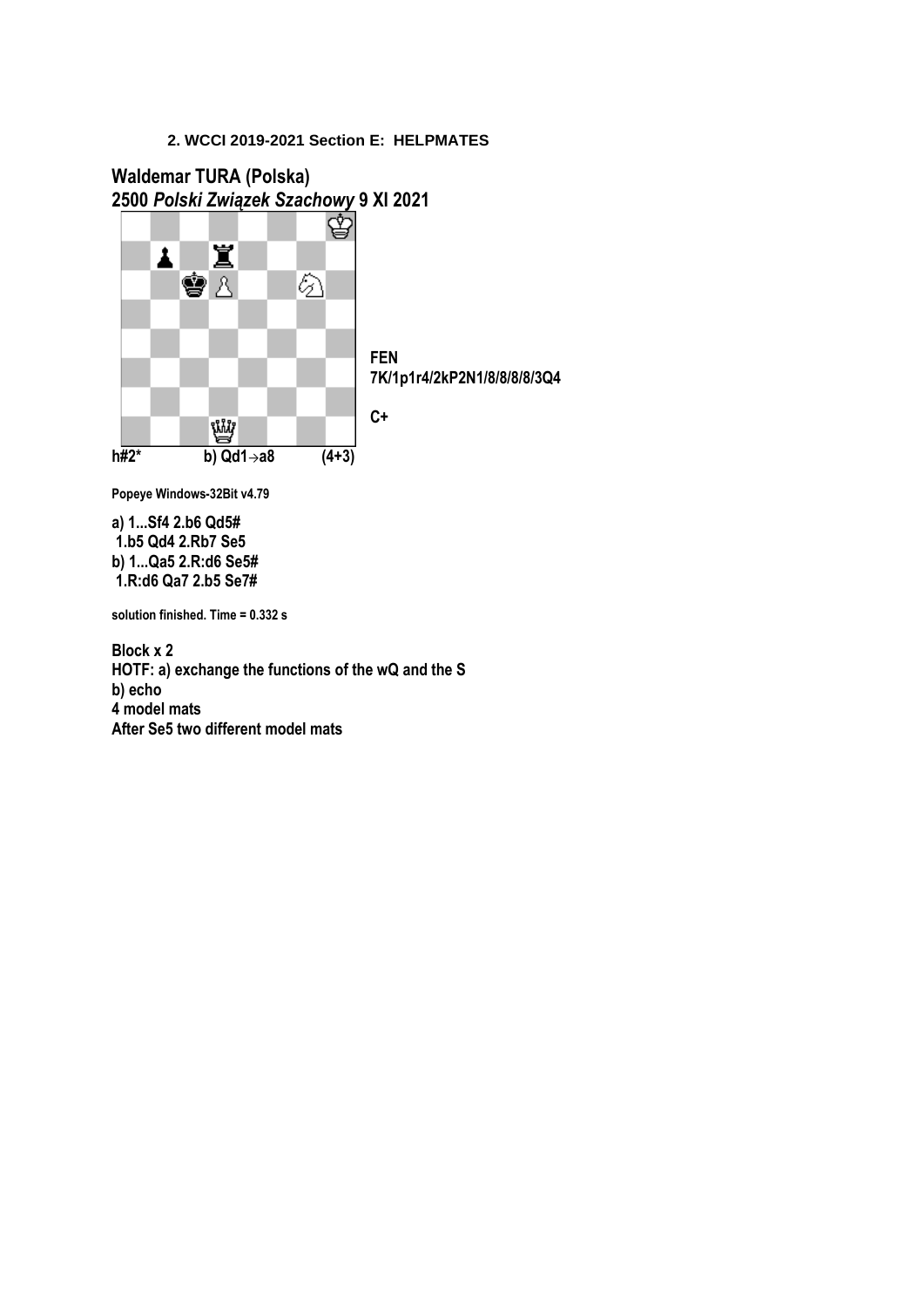**2. WCCI 2019-2021 Section E: HELPMATES**

## Waldemar TURA (Polska)

## 2500 *Polski Związek Szachowy* 9 XI 2021

**FEN**
**7K/1p1r4/2kP2N1/8/8/8/8/3Q4**

**C+**

**h#2*** **b) Qd1→a8** **(4+3)**

Popeye Windows-32Bit v4.79

**a) 1...Sf4 2.b6 Qd5#**
**1.b5 Qd4 2.Rb7 Se5**
**b) 1...Qa5 2.R:d6 Se5#**
**1.R:d6 Qa7 2.b5 Se7#**

solution finished. Time = 0.332 s

**Block x 2**
**HOTF: a) exchange the functions of the wQ and the S**
**b) echo**
**4 model mats**
**After Se5 two different model mats**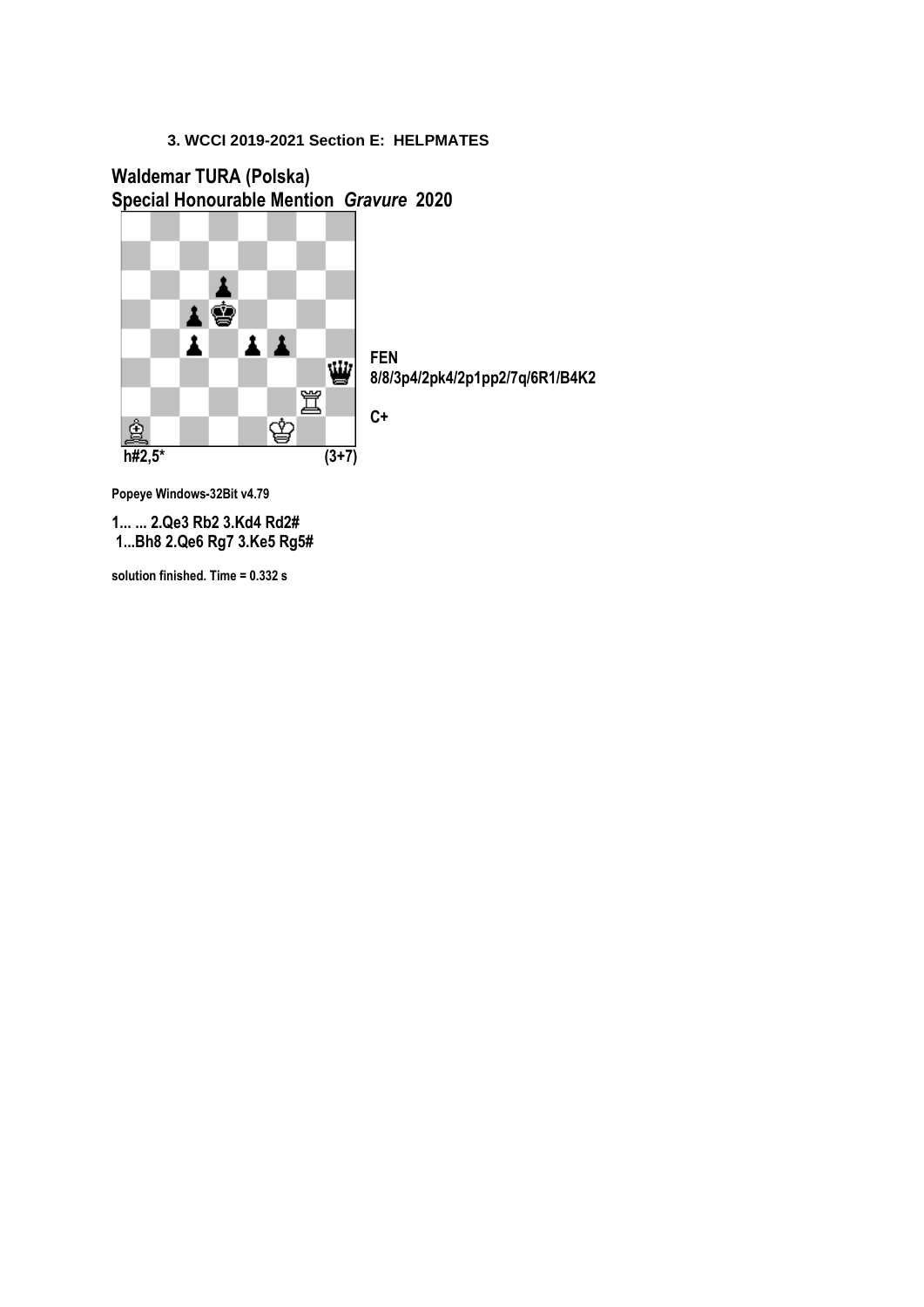**3. WCCI 2019-2021 Section E: HELPMATES**

## Waldemar TURA (Polska)
## Special Honourable Mention *Gravure* 2020

**FEN**
**8/8/3p4/2pk4/2p1pp2/7q/6R1/B4K2**

**C+**

**h#2,5*** **(3+7)**

Popeye Windows-32Bit v4.79

**1... ... 2.Qe3 Rb2 3.Kd4 Rd2#**
**1...Bh8 2.Qe6 Rg7 3.Ke5 Rg5#**

solution finished. Time = 0.332 s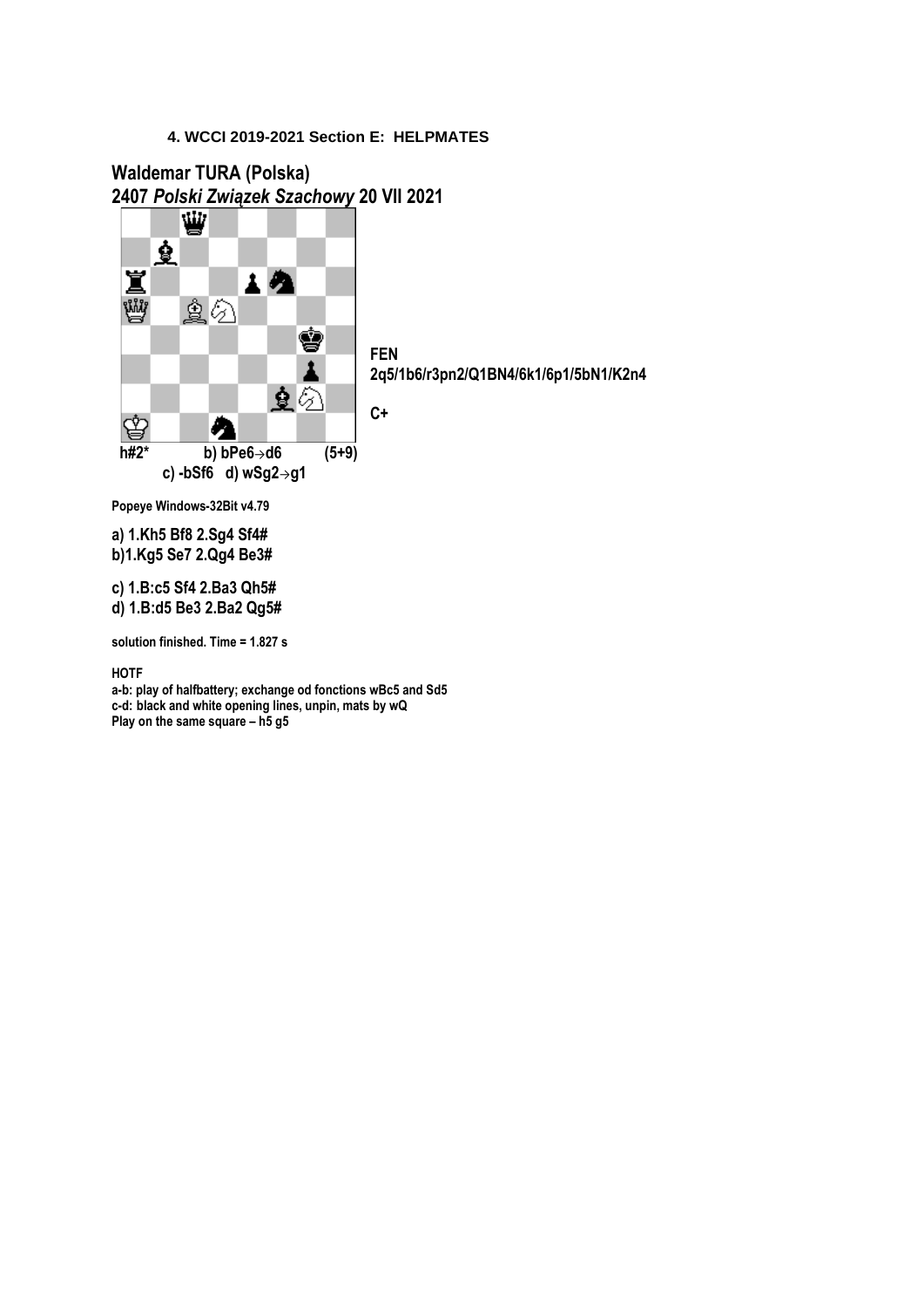**4. WCCI 2019-2021 Section E: HELPMATES**

## Waldemar TURA (Polska)
## 2407 *Polski Związek Szachowy* 20 VII 2021

FEN
2q5/1b6/r3pn2/Q1BN4/6k1/6p1/5bN1/K2n4

C+

h#2* b) bPe6→d6 (5+9)
c) -bSf6 d) wSg2→g1

Popeye Windows-32Bit v4.79

a) 1.Kh5 Bf8 2.Sg4 Sf4#
b)1.Kg5 Se7 2.Qg4 Be3#

c) 1.B:c5 Sf4 2.Ba3 Qh5#
d) 1.B:d5 Be3 2.Ba2 Qg5#

solution finished. Time = 1.827 s

HOTF
a-b: play of halfbattery; exchange od fonctions wBc5 and Sd5
c-d: black and white opening lines, unpin, mats by wQ
Play on the same square – h5 g5